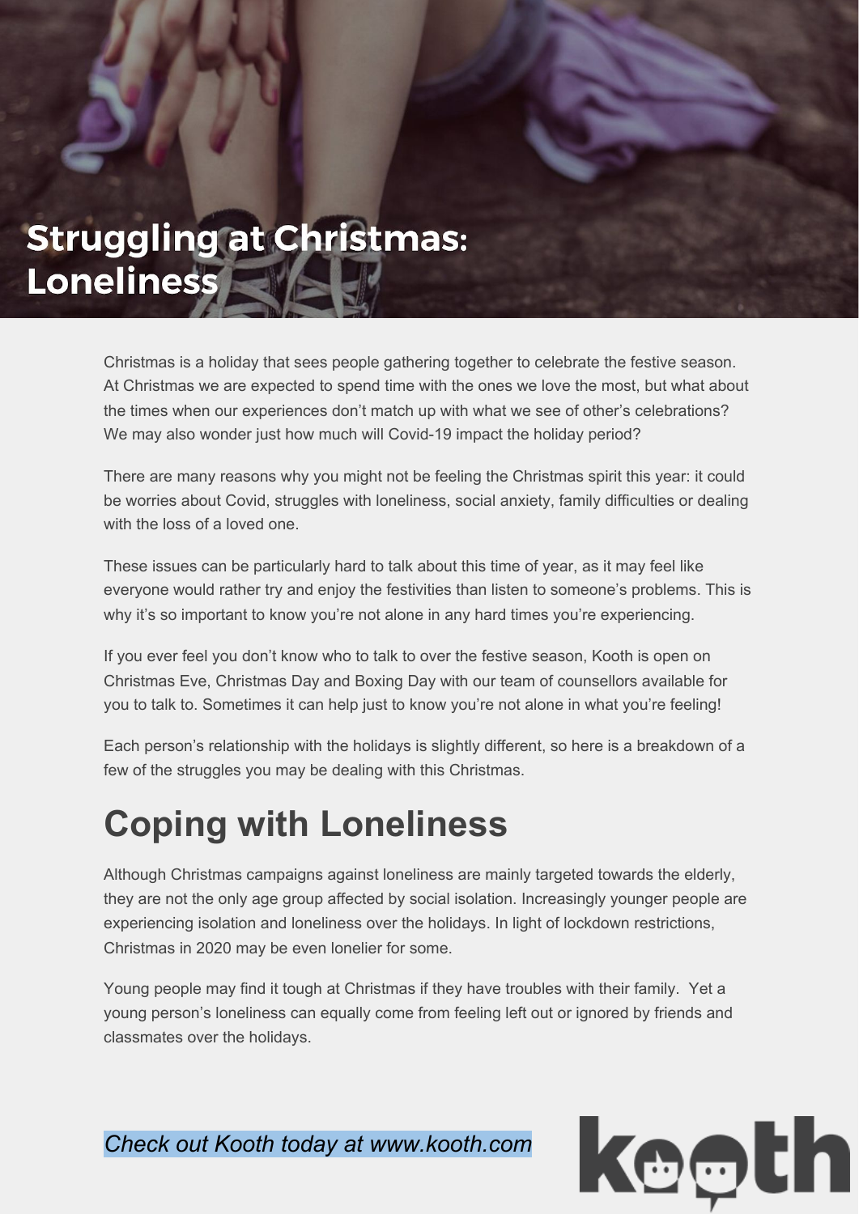# Struggling at Christmas: Loneliness

Christmas is a holiday that sees people gathering together to celebrate the festive season. At Christmas we are expected to spend time with the ones we love the most, but what about the times when our experiences don't match up with what we see of other's celebrations? We may also wonder just how much will Covid-19 impact the holiday period?

There are many reasons why you might not be feeling the Christmas spirit this year: it could be worries about Covid, struggles with loneliness, social anxiety, family difficulties or dealing with the loss of a loved one.

These issues can be particularly hard to talk about this time of year, as it may feel like everyone would rather try and enjoy the festivities than listen to someone's problems. This is why it's so important to know you're not alone in any hard times you're experiencing.

If you ever feel you don't know who to talk to over the festive season, Kooth is open on Christmas Eve, Christmas Day and Boxing Day with our team of counsellors available for you to talk to. Sometimes it can help just to know you're not alone in what you're feeling!

Each person's relationship with the holidays is slightly different, so here is a breakdown of a few of the struggles you may be dealing with this Christmas.

## Coping with Loneliness

Although Christmas campaigns against loneliness are mainly targeted towards the elderly, they are not the only age group affected by social isolation. Increasingly younger people are experiencing isolation and loneliness over the holidays. In light of lockdown restrictions, Christmas in 2020 may be even lonelier for some.

Young people may find it tough at Christmas if they have troubles with their family. Yet a young person's loneliness can equally come from feeling left out or ignored by friends and classmates over the holidays.

*Check out Kooth today at www.kooth.com*

kooth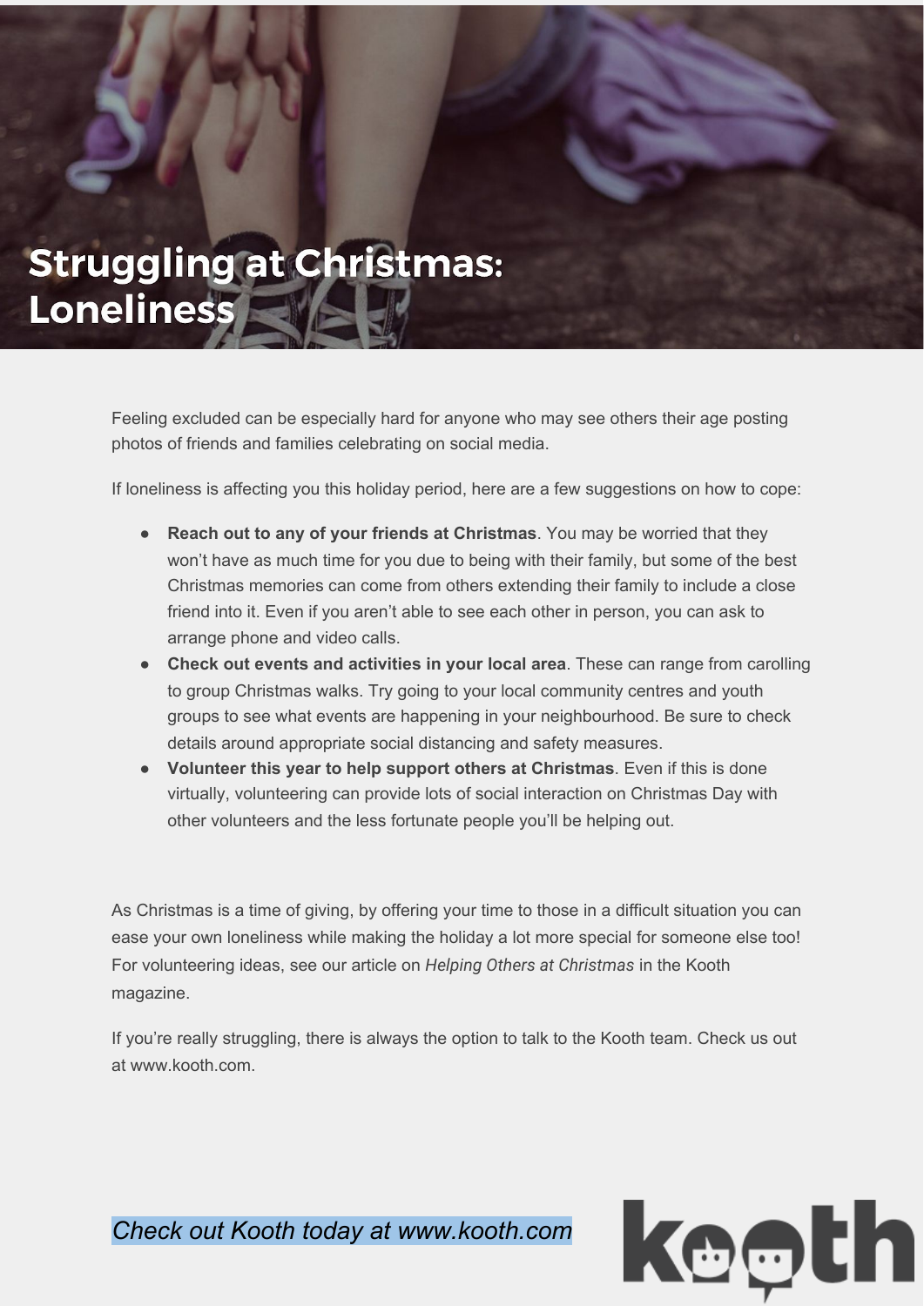# Struggling at Christmas: Loneliness

Feeling excluded can be especially hard for anyone who may see others their age posting photos of friends and families celebrating on social media.

If loneliness is affecting you this holiday period, here are a few suggestions on how to cope:

- **Reach out to any of your friends at Christmas**. You may be worried that they won't have as much time for you due to being with their family, but some of the best Christmas memories can come from others extending their family to include a close friend into it. Even if you aren't able to see each other in person, you can ask to arrange phone and video calls.
- **Check out events and activities in your local area**. These can range from carolling to group Christmas walks. Try going to your local community centres and youth groups to see what events are happening in your neighbourhood. Be sure to check details around appropriate social distancing and safety measures.
- **Volunteer this year to help support others at Christmas**. Even if this is done virtually, volunteering can provide lots of social interaction on Christmas Day with other volunteers and the less fortunate people you'll be helping out.

As Christmas is a time of giving, by offering your time to those in a difficult situation you can ease your own loneliness while making the holiday a lot more special for someone else too! For volunteering ideas, see our article on *Helping Others at Christmas* in the Kooth magazine.

If you're really struggling, there is always the option to talk to the Kooth team. Check us out at www.kooth.com.

*Check out Kooth today at www.kooth.com*

kooth